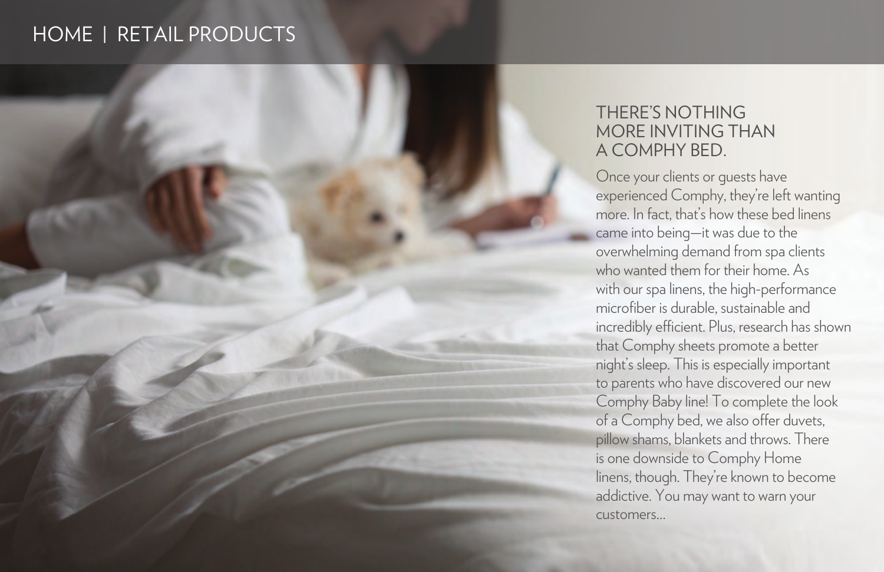# HOME | RETAIL PRODUCTS

## THERE'S NOTHING MORE INVITING THAN A COMPHY BED.

Once your clients or guests have experienced Comphy, they're left wanting more. In fact, that's how these bed linens came into being—it was due to the overwhelming demand from spa clients who wanted them for their home. As with our spa linens, the high-performance microfiber is durable, sustainable and incredibly efficient. Plus, research has shown that Comphy sheets promote a better night's sleep. This is especially important to parents who have discovered our new Comphy Baby line! To complete the look of a Comphy bed, we also offer duvets, pillow shams, blankets and throws. There is one downside to Comphy Home linens, though. They're known to become addictive. You may want to warn your customers...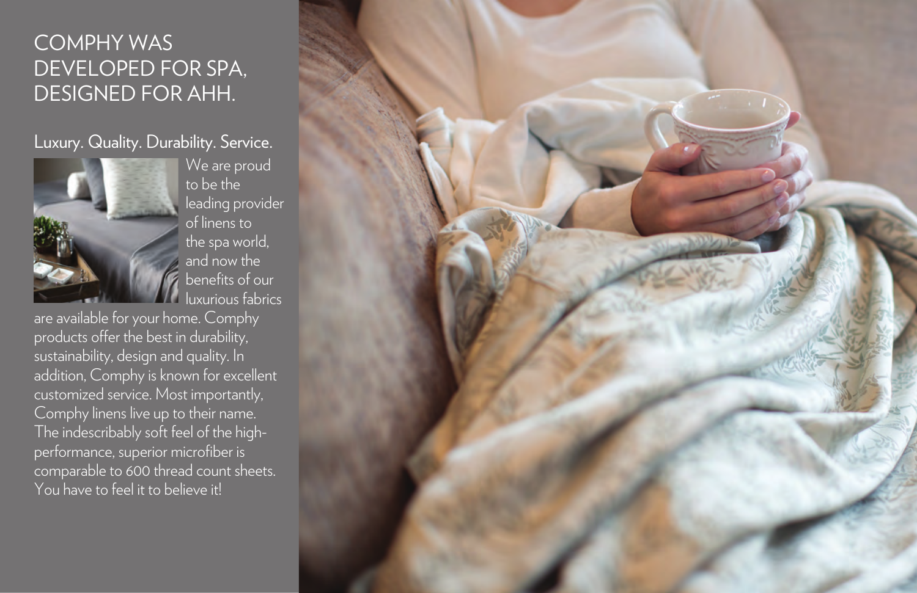# COMPHY WAS DEVELOPED FOR SPA, DESIGNED FOR AHH.

## Luxury. Quality. Durability. Service.

We are proud to be the leading provider of linens to the spa world, and now the benefits of our luxurious fabrics are available for your home. Comphy products offer the best in durability, sustainability, design and quality. In addition, Comphy is known for excellent customized service. Most importantly, Comphy linens live up to their name. The indescribably soft feel of the high-performance, superior microfiber is comparable to 600 thread count sheets. You have to feel it to believe it!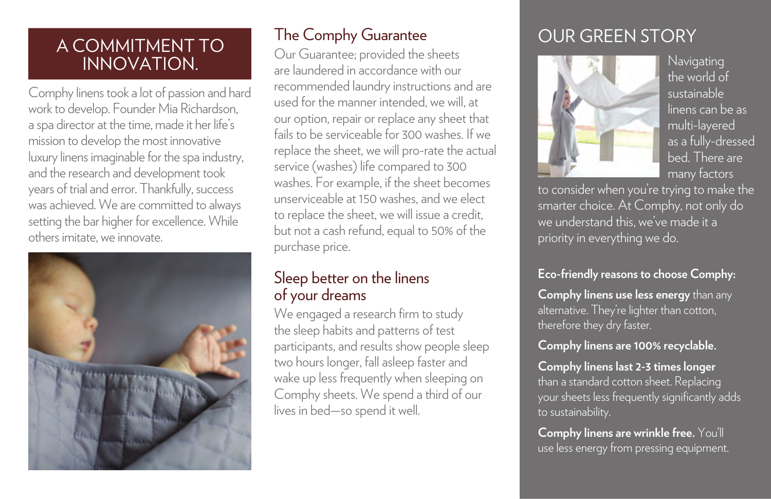## A COMMITMENT TO INNOVATION.

Comphy linens took a lot of passion and hard work to develop. Founder Mia Richardson, a spa director at the time, made it her life's mission to develop the most innovative luxury linens imaginable for the spa industry, and the research and development took years of trial and error. Thankfully, success was achieved. We are committed to always setting the bar higher for excellence. While others imitate, we innovate.

## The Comphy Guarantee

Our Guarantee; provided the sheets are laundered in accordance with our recommended laundry instructions and are used for the manner intended, we will, at our option, repair or replace any sheet that fails to be serviceable for 300 washes. If we replace the sheet, we will pro-rate the actual service (washes) life compared to 300 washes. For example, if the sheet becomes unserviceable at 150 washes, and we elect to replace the sheet, we will issue a credit, but not a cash refund, equal to 50% of the purchase price.

## Sleep better on the linens of your dreams

We engaged a research firm to study the sleep habits and patterns of test participants, and results show people sleep two hours longer, fall asleep faster and wake up less frequently when sleeping on Comphy sheets. We spend a third of our lives in bed—so spend it well.

## OUR GREEN STORY

Navigating the world of sustainable linens can be as multi-layered as a fully-dressed bed. There are many factors to consider when you're trying to make the smarter choice. At Comphy, not only do we understand this, we've made it a priority in everything we do.

**Eco-friendly reasons to choose Comphy:**

**Comphy linens use less energy** than any alternative. They're lighter than cotton, therefore they dry faster.

**Comphy linens are 100% recyclable.**

**Comphy linens last 2-3 times longer** than a standard cotton sheet. Replacing your sheets less frequently significantly adds to sustainability.

**Comphy linens are wrinkle free.** You'll use less energy from pressing equipment.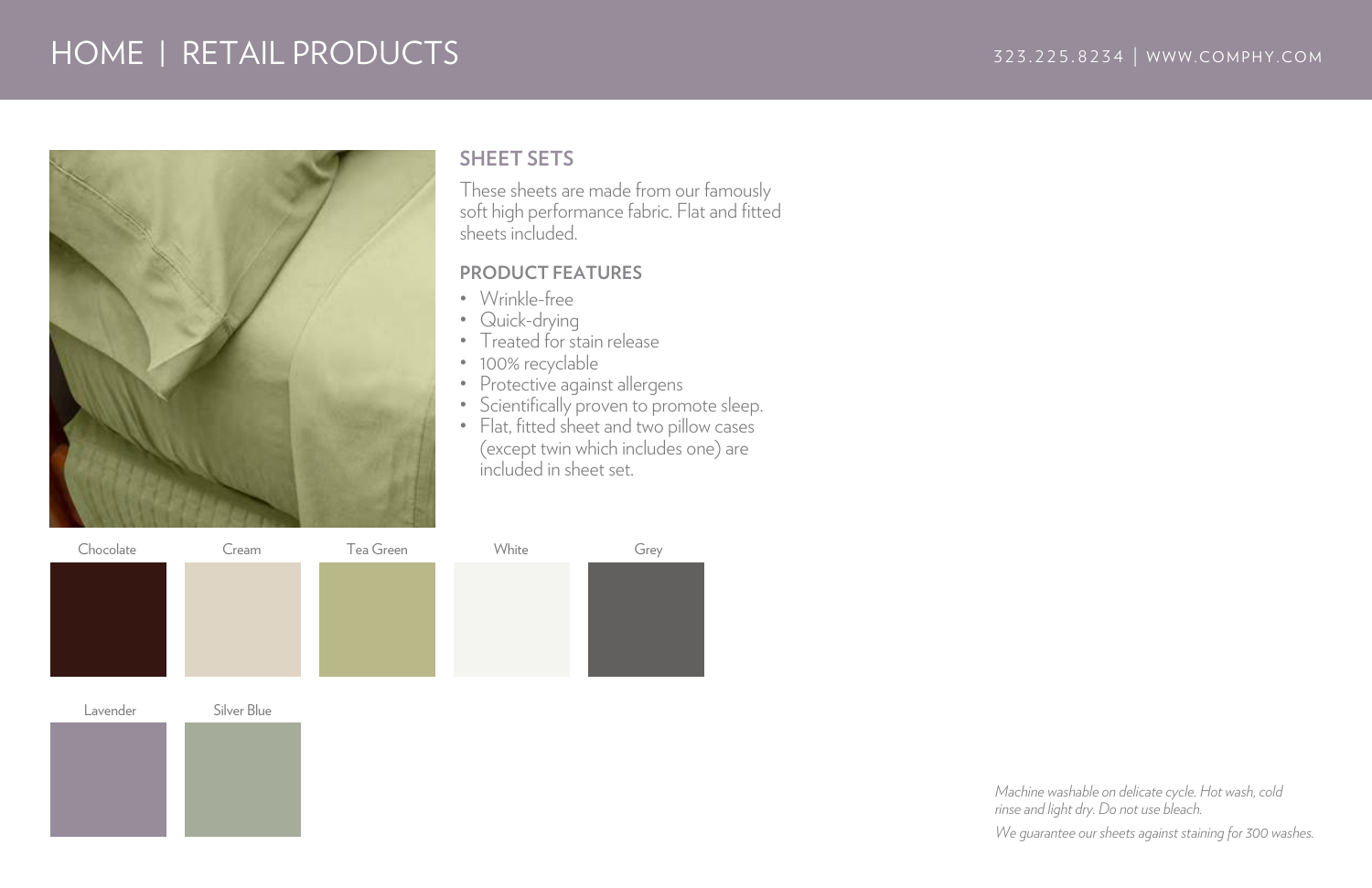# HOME | RETAIL PRODUCTS

323.225.8234 | WWW.COMPHY.COM

## SHEET SETS

These sheets are made from our famously soft high performance fabric. Flat and fitted sheets included.

### PRODUCT FEATURES

- Wrinkle-free
- Quick-drying
- Treated for stain release
- 100% recyclable
- Protective against allergens
- Scientifically proven to promote sleep.
- Flat, fitted sheet and two pillow cases (except twin which includes one) are included in sheet set.

Chocolate

Cream

Tea Green

White

Grey

Lavender

Silver Blue

*Machine washable on delicate cycle. Hot wash, cold rinse and light dry. Do not use bleach.*

*We guarantee our sheets against staining for 300 washes.*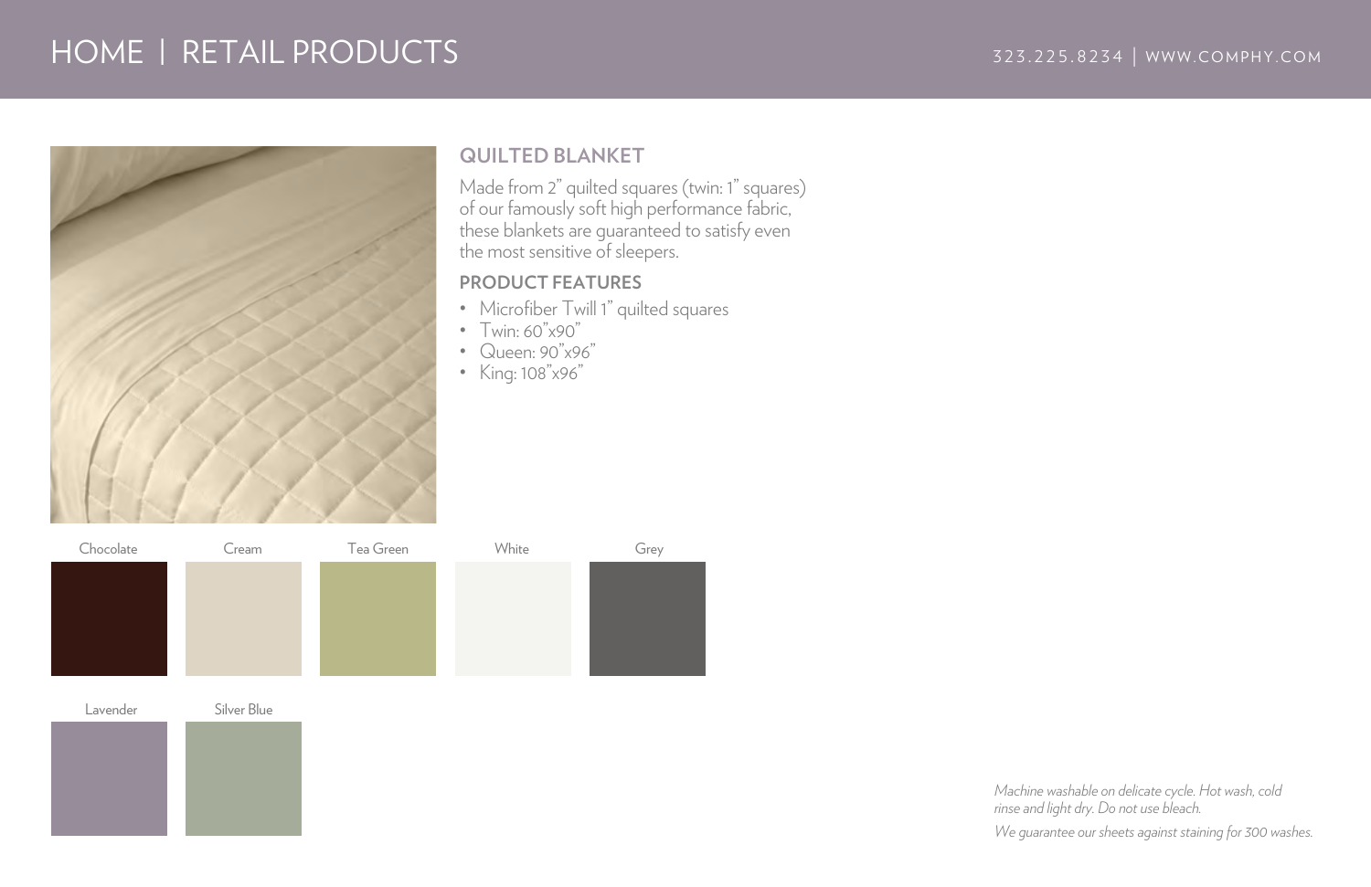## QUILTED BLANKET

Made from 2" quilted squares (twin: 1" squares) of our famously soft high performance fabric, these blankets are guaranteed to satisfy even the most sensitive of sleepers.

### PRODUCT FEATURES

- Microfiber Twill 1" quilted squares
- Twin: 60"x90"
- Queen: 90"x96"
- King: 108"x96"

Chocolate

Cream

Tea Green

White

Grey

Lavender

Silver Blue

*Machine washable on delicate cycle. Hot wash, cold rinse and light dry. Do not use bleach.*

*We guarantee our sheets against staining for 300 washes.*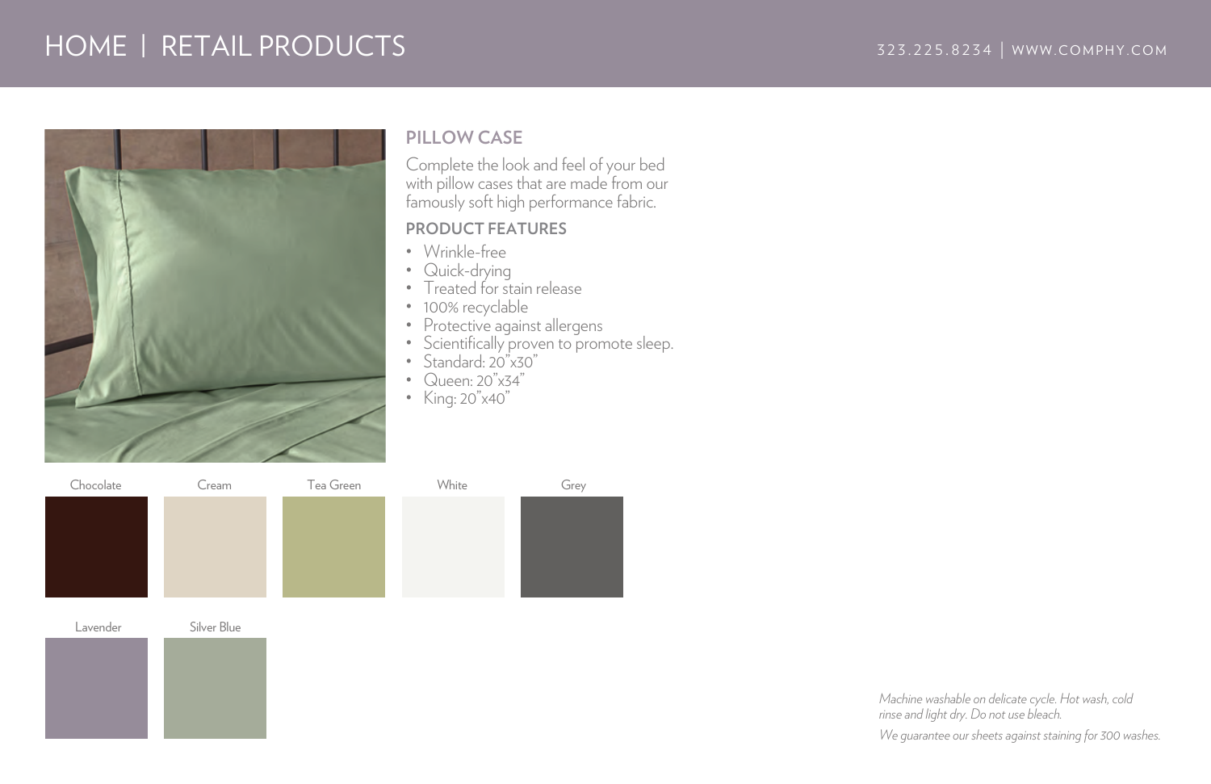# HOME | RETAIL PRODUCTS

323.225.8234 | WWW.COMPHY.COM

## PILLOW CASE

Complete the look and feel of your bed with pillow cases that are made from our famously soft high performance fabric.

### PRODUCT FEATURES

- Wrinkle-free
- Quick-drying
- Treated for stain release
- 100% recyclable
- Protective against allergens
- Scientifically proven to promote sleep.
- Standard: 20"x30"
- Queen: 20"x34"
- King: 20"x40"

Chocolate

Cream

Tea Green

White

Grey

Lavender

Silver Blue

*Machine washable on delicate cycle. Hot wash, cold rinse and light dry. Do not use bleach.*

*We guarantee our sheets against staining for 300 washes.*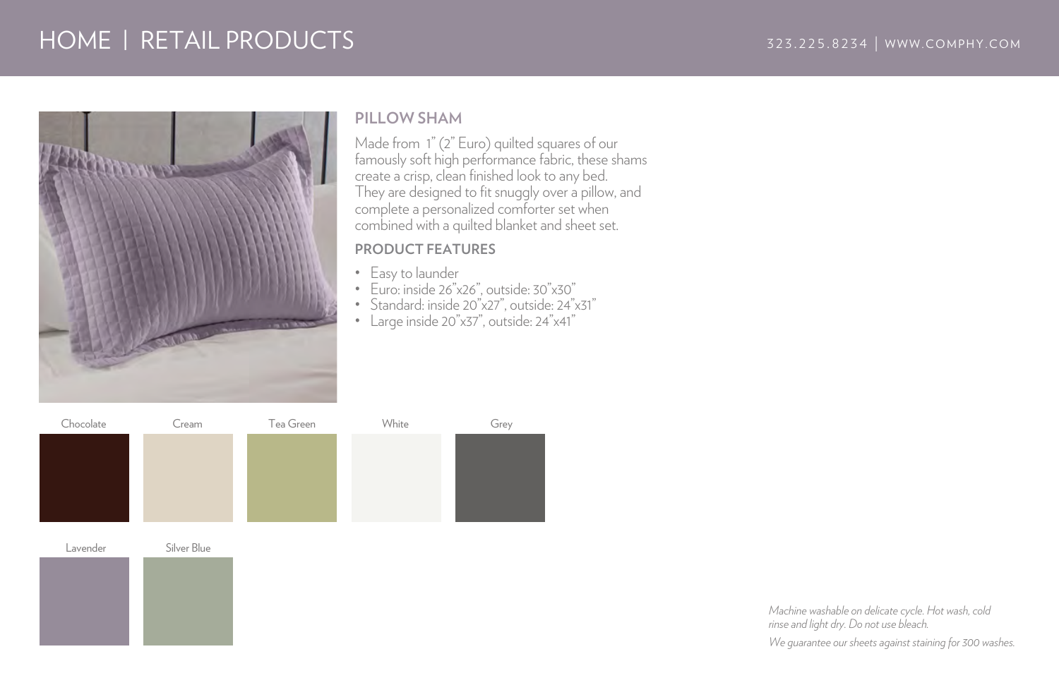# HOME | RETAIL PRODUCTS

323.225.8234 | WWW.COMPHY.COM

## PILLOW SHAM

Made from 1" (2" Euro) quilted squares of our famously soft high performance fabric, these shams create a crisp, clean finished look to any bed. They are designed to fit snuggly over a pillow, and complete a personalized comforter set when combined with a quilted blanket and sheet set.

## PRODUCT FEATURES

- Easy to launder
- Euro: inside 26"x26", outside: 30"x30"
- Standard: inside 20"x27", outside: 24"x31"
- Large inside 20"x37", outside: 24"x41"

Chocolate

Cream

Tea Green

White

Grey

Lavender

Silver Blue

*Machine washable on delicate cycle. Hot wash, cold rinse and light dry. Do not use bleach.*

*We guarantee our sheets against staining for 300 washes.*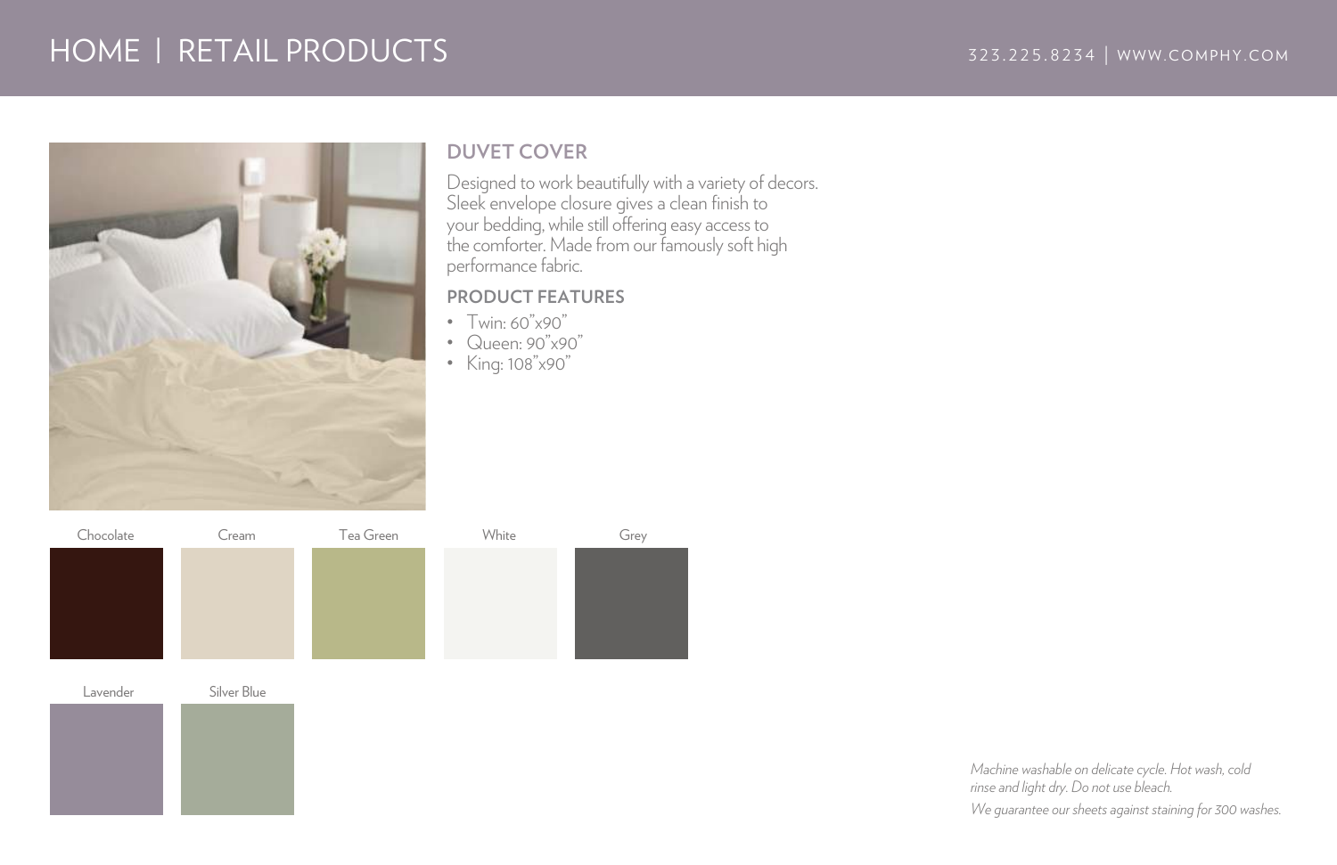## DUVET COVER

Designed to work beautifully with a variety of decors. Sleek envelope closure gives a clean finish to your bedding, while still offering easy access to the comforter. Made from our famously soft high performance fabric.

### PRODUCT FEATURES

- Twin: 60"x90"
- Queen: 90"x90"
- King: 108"x90"

Chocolate

Cream

Tea Green

White

Grey

Lavender

Silver Blue

*Machine washable on delicate cycle. Hot wash, cold rinse and light dry. Do not use bleach.*

*We guarantee our sheets against staining for 300 washes.*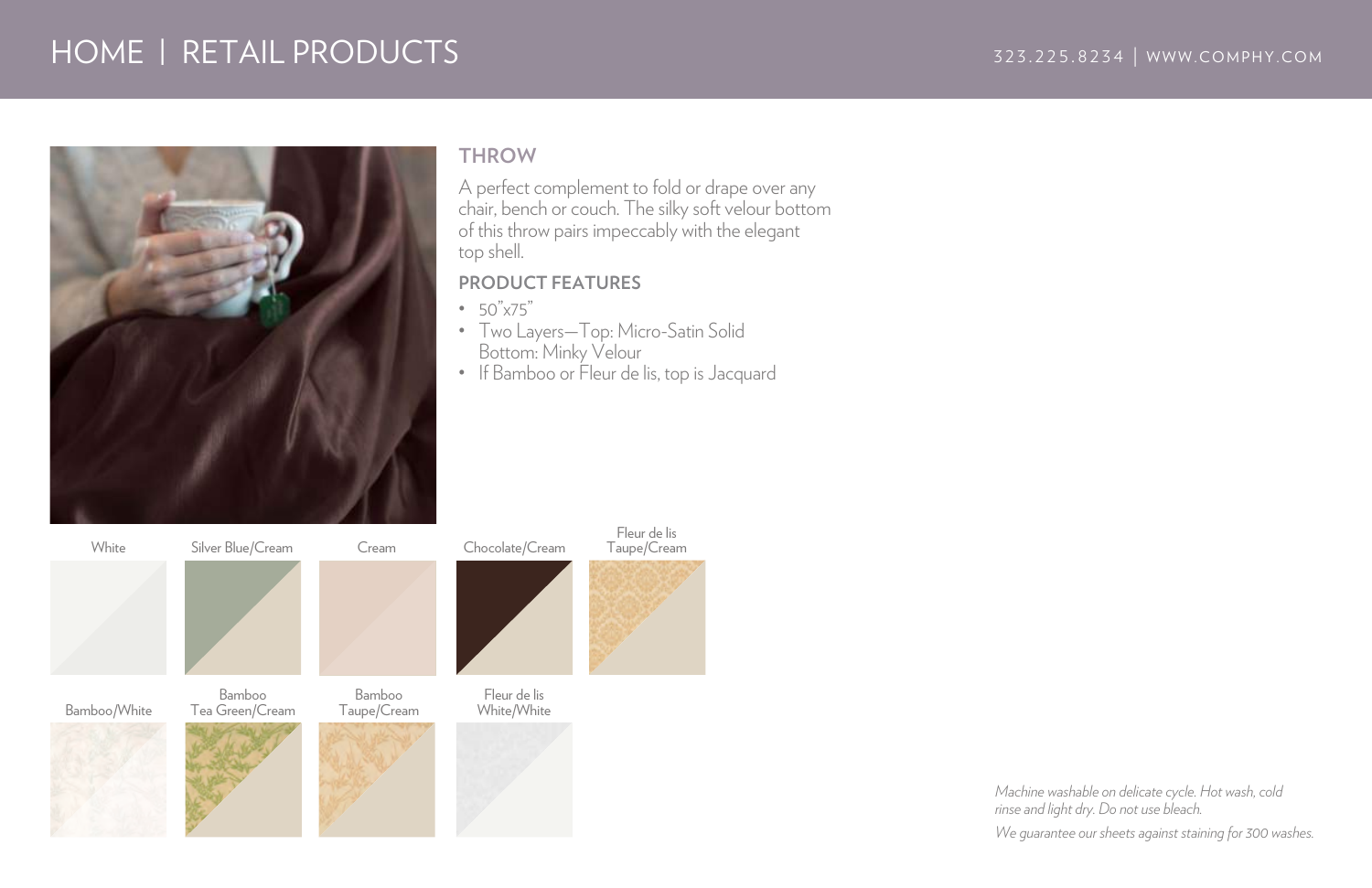# HOME | RETAIL PRODUCTS

323.225.8234 | WWW.COMPHY.COM

## THROW

A perfect complement to fold or drape over any chair, bench or couch. The silky soft velour bottom of this throw pairs impeccably with the elegant top shell.

### PRODUCT FEATURES

- 50"x75"
- Two Layers—Top: Micro-Satin Solid
  Bottom: Minky Velour
- If Bamboo or Fleur de lis, top is Jacquard

White

Silver Blue/Cream

Cream

Chocolate/Cream

Fleur de lis Taupe/Cream

Bamboo/White

Bamboo Tea Green/Cream

Bamboo Taupe/Cream

Fleur de lis White/White

*Machine washable on delicate cycle. Hot wash, cold rinse and light dry. Do not use bleach.*

*We guarantee our sheets against staining for 300 washes.*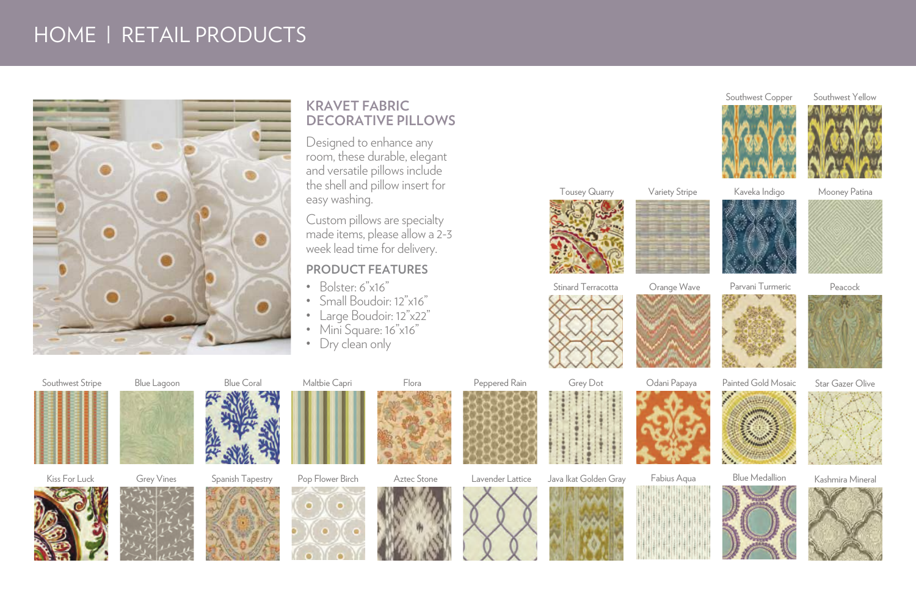# HOME | RETAIL PRODUCTS

## KRAVET FABRIC DECORATIVE PILLOWS

Designed to enhance any room, these durable, elegant and versatile pillows include the shell and pillow insert for easy washing.

Custom pillows are specialty made items, please allow a 2-3 week lead time for delivery.

### PRODUCT FEATURES

- Bolster: 6”x16”
- Small Boudoir: 12”x16”
- Large Boudoir: 12”x22”
- Mini Square: 16”x16”
- Dry clean only

Southwest Copper

Southwest Yellow

Tousey Quarry

Variety Stripe

Kaveka Indigo

Mooney Patina

Stinard Terracotta

Orange Wave

Parvani Turmeric

Peacock

Southwest Stripe

Blue Lagoon

Blue Coral

Maltbie Capri

Flora

Peppered Rain

Grey Dot

Odani Papaya

Painted Gold Mosaic

Star Gazer Olive

Kiss For Luck

Grey Vines

Spanish Tapestry

Pop Flower Birch

Aztec Stone

Lavender Lattice

Java Ikat Golden Gray

Fabius Aqua

Blue Medallion

Kashmira Mineral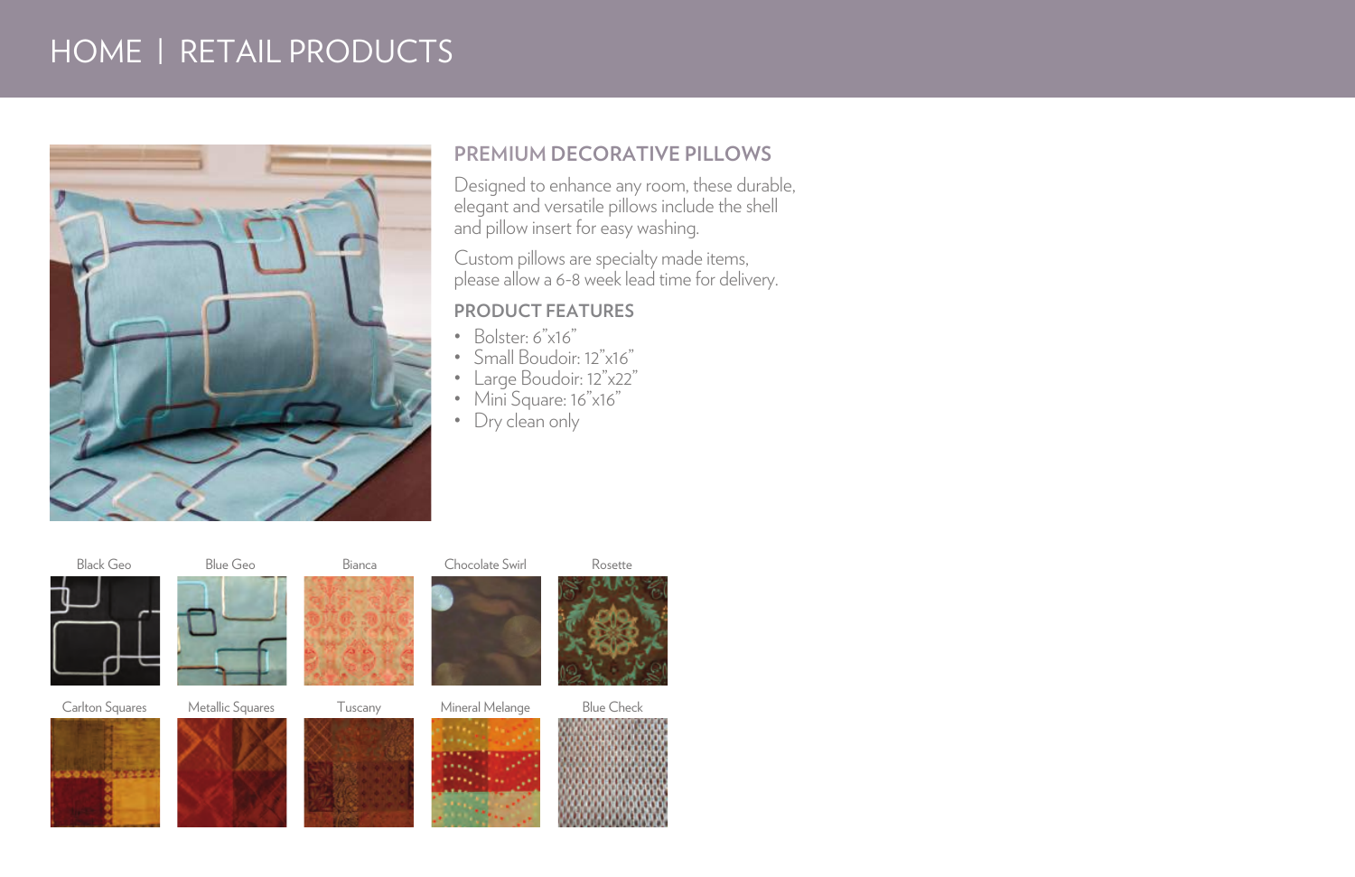# HOME | RETAIL PRODUCTS

## PREMIUM DECORATIVE PILLOWS

Designed to enhance any room, these durable, elegant and versatile pillows include the shell and pillow insert for easy washing.

Custom pillows are specialty made items, please allow a 6-8 week lead time for delivery.

### PRODUCT FEATURES

- Bolster: 6"x16"
- Small Boudoir: 12"x16"
- Large Boudoir: 12"x22"
- Mini Square: 16"x16"
- Dry clean only

Black Geo

Blue Geo

Bianca

Chocolate Swirl

Rosette

Carlton Squares

Metallic Squares

Tuscany

Mineral Melange

Blue Check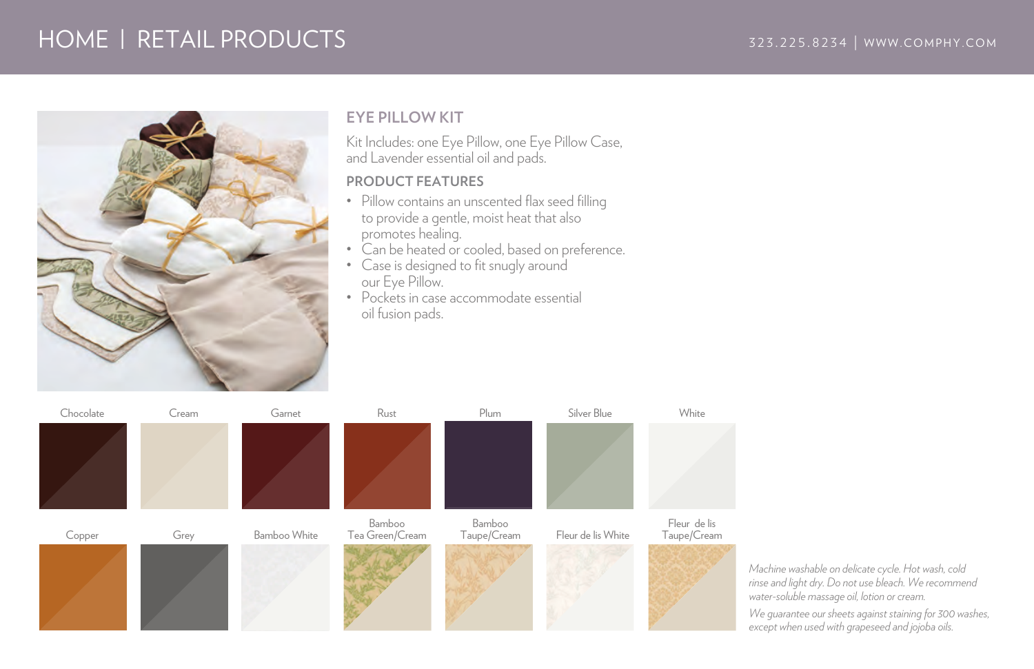## EYE PILLOW KIT

Kit Includes: one Eye Pillow, one Eye Pillow Case, and Lavender essential oil and pads.

### PRODUCT FEATURES

- Pillow contains an unscented flax seed filling to provide a gentle, moist heat that also promotes healing.
- Can be heated or cooled, based on preference.
- Case is designed to fit snugly around our Eye Pillow.
- Pockets in case accommodate essential oil fusion pads.

Chocolate | Cream | Garnet | Rust | Plum | Silver Blue | White

Copper | Grey | Bamboo White | Bamboo Tea Green/Cream | Bamboo Taupe/Cream | Fleur de lis White | Fleur de lis Taupe/Cream

*Machine washable on delicate cycle. Hot wash, cold rinse and light dry. Do not use bleach. We recommend water-soluble massage oil, lotion or cream.*

*We guarantee our sheets against staining for 300 washes, except when used with grapeseed and jojoba oils.*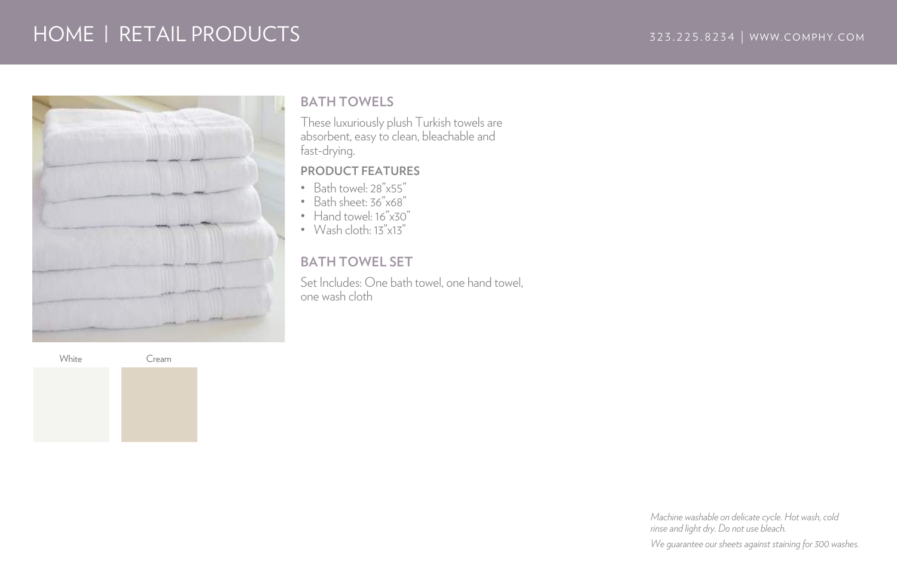## BATH TOWELS

These luxuriously plush Turkish towels are absorbent, easy to clean, bleachable and fast-drying.

### PRODUCT FEATURES

- Bath towel: 28"x55"
- Bath sheet: 36"x68"
- Hand towel: 16"x30"
- Wash cloth: 13"x13"

## BATH TOWEL SET

Set Includes: One bath towel, one hand towel, one wash cloth

White

Cream

*Machine washable on delicate cycle. Hot wash, cold rinse and light dry. Do not use bleach.*

*We guarantee our sheets against staining for 300 washes.*